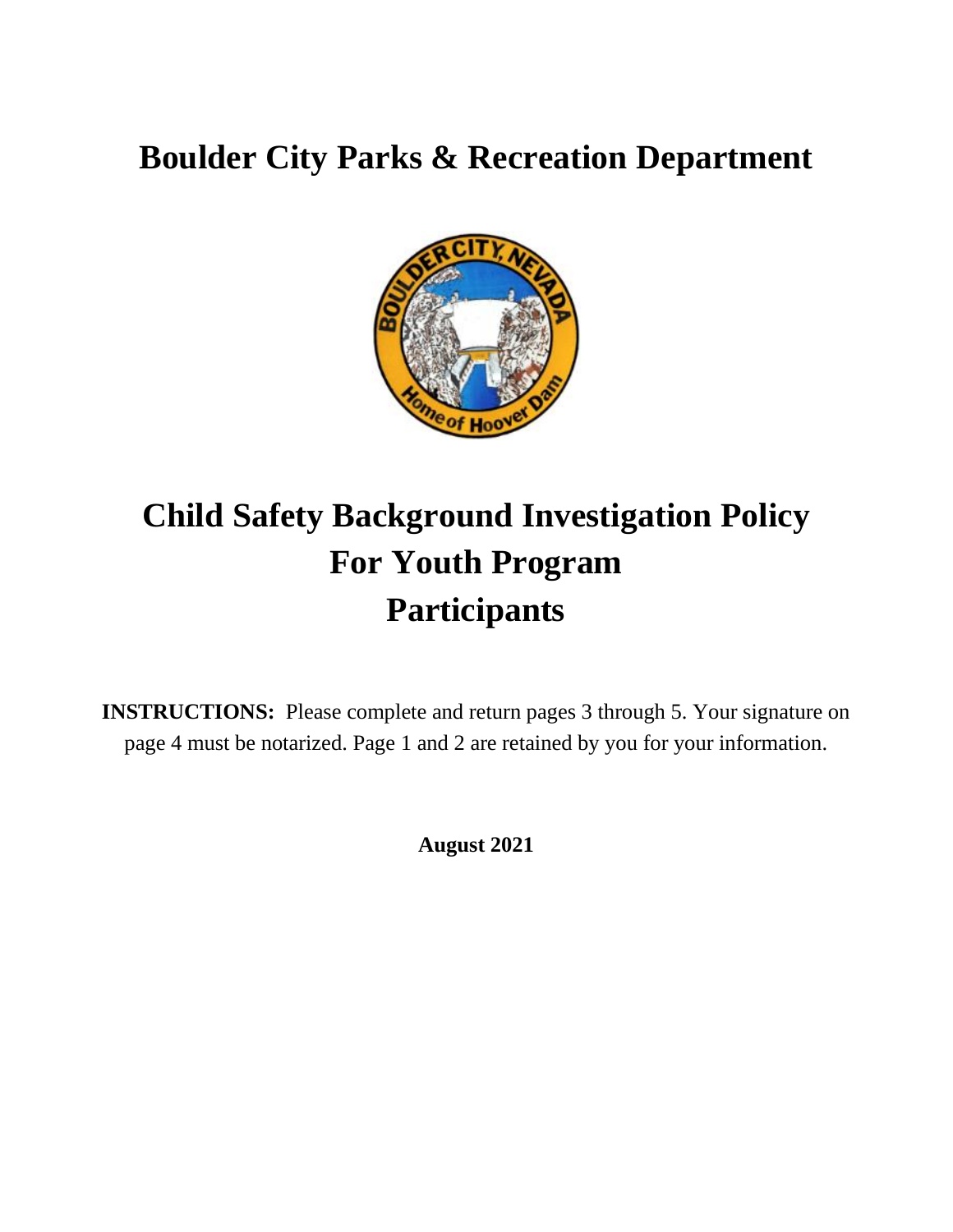# Boulder City Parks & Recreation Department

# Child Safety Background Investigation Policy For Youth Program Participants

**INSTRUCTIONS:** Please complete and return pages 3 through 5. Your signature on page 4 must be notarized. Page 1 and 2 are retained by you for your information.

**August 2021**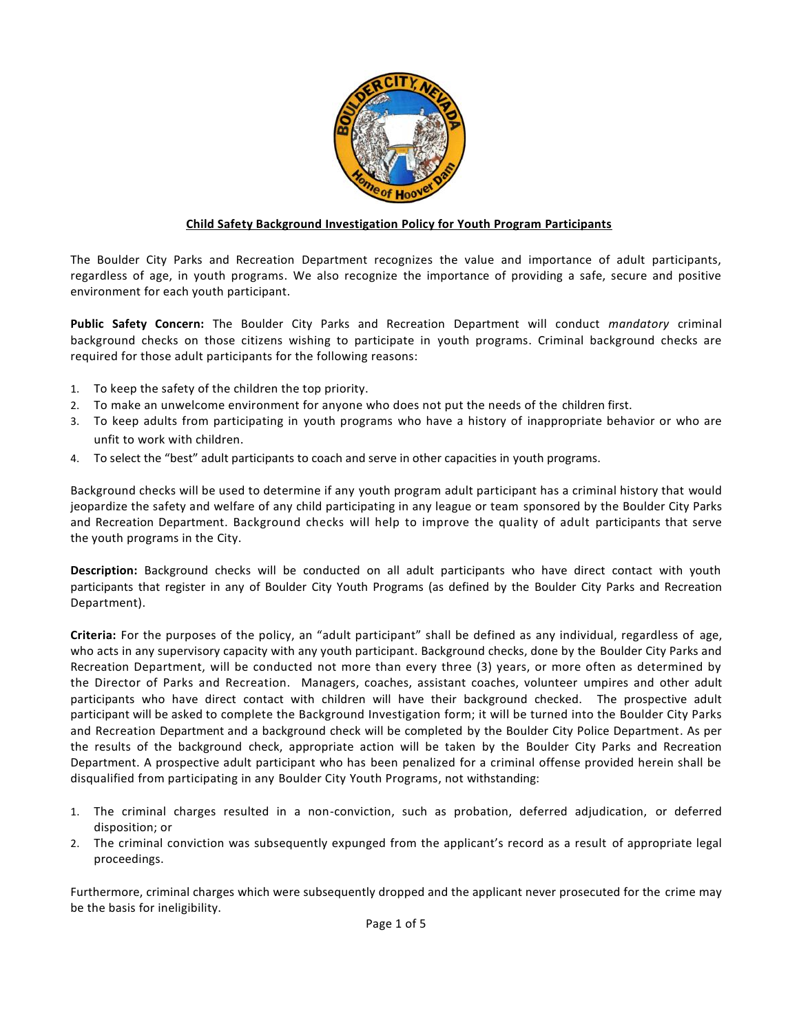## Child Safety Background Investigation Policy for Youth Program Participants

The Boulder City Parks and Recreation Department recognizes the value and importance of adult participants, regardless of age, in youth programs. We also recognize the importance of providing a safe, secure and positive environment for each youth participant.

**Public Safety Concern:** The Boulder City Parks and Recreation Department will conduct *mandatory* criminal background checks on those citizens wishing to participate in youth programs. Criminal background checks are required for those adult participants for the following reasons:

1. To keep the safety of the children the top priority.
2. To make an unwelcome environment for anyone who does not put the needs of the children first.
3. To keep adults from participating in youth programs who have a history of inappropriate behavior or who are unfit to work with children.
4. To select the "best" adult participants to coach and serve in other capacities in youth programs.

Background checks will be used to determine if any youth program adult participant has a criminal history that would jeopardize the safety and welfare of any child participating in any league or team sponsored by the Boulder City Parks and Recreation Department. Background checks will help to improve the quality of adult participants that serve the youth programs in the City.

**Description:** Background checks will be conducted on all adult participants who have direct contact with youth participants that register in any of Boulder City Youth Programs (as defined by the Boulder City Parks and Recreation Department).

**Criteria:** For the purposes of the policy, an "adult participant" shall be defined as any individual, regardless of age, who acts in any supervisory capacity with any youth participant. Background checks, done by the Boulder City Parks and Recreation Department, will be conducted not more than every three (3) years, or more often as determined by the Director of Parks and Recreation. Managers, coaches, assistant coaches, volunteer umpires and other adult participants who have direct contact with children will have their background checked. The prospective adult participant will be asked to complete the Background Investigation form; it will be turned into the Boulder City Parks and Recreation Department and a background check will be completed by the Boulder City Police Department. As per the results of the background check, appropriate action will be taken by the Boulder City Parks and Recreation Department. A prospective adult participant who has been penalized for a criminal offense provided herein shall be disqualified from participating in any Boulder City Youth Programs, not withstanding:

1. The criminal charges resulted in a non-conviction, such as probation, deferred adjudication, or deferred disposition; or
2. The criminal conviction was subsequently expunged from the applicant's record as a result of appropriate legal proceedings.

Furthermore, criminal charges which were subsequently dropped and the applicant never prosecuted for the crime may be the basis for ineligibility.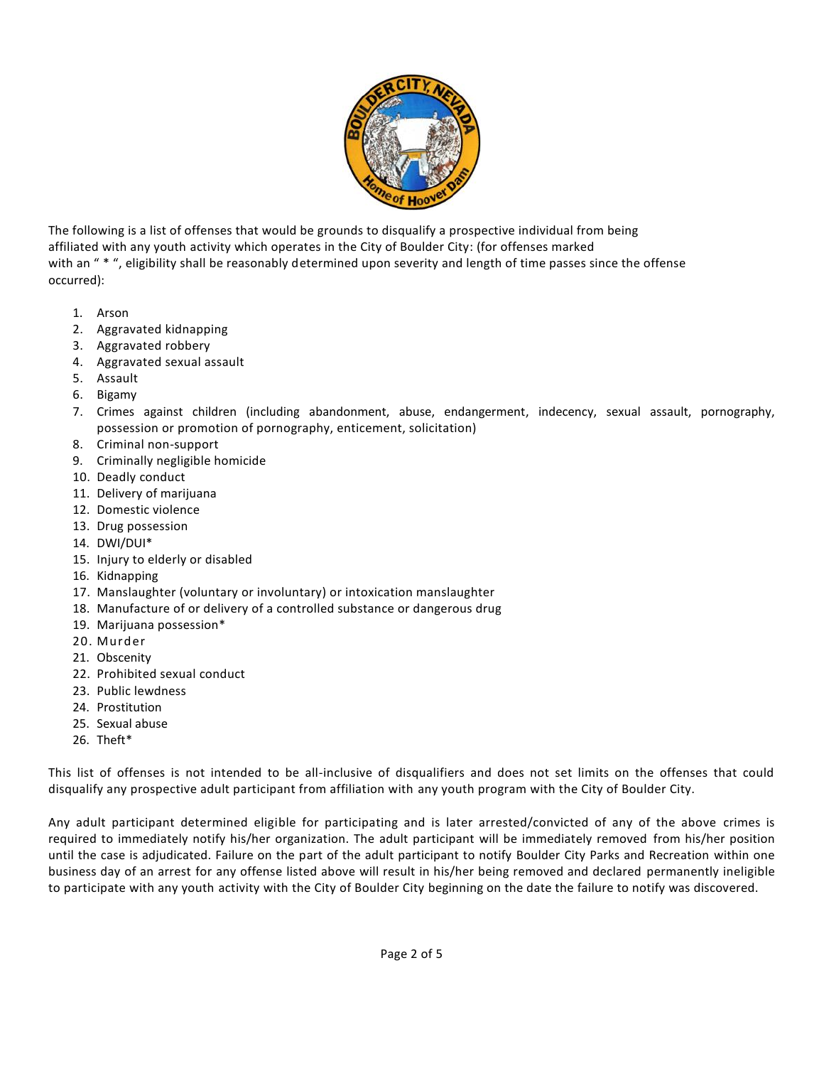The following is a list of offenses that would be grounds to disqualify a prospective individual from being affiliated with any youth activity which operates in the City of Boulder City: (for offenses marked with an " * ", eligibility shall be reasonably determined upon severity and length of time passes since the offense occurred):

1. Arson
2. Aggravated kidnapping
3. Aggravated robbery
4. Aggravated sexual assault
5. Assault
6. Bigamy
7. Crimes against children (including abandonment, abuse, endangerment, indecency, sexual assault, pornography, possession or promotion of pornography, enticement, solicitation)
8. Criminal non-support
9. Criminally negligible homicide
10. Deadly conduct
11. Delivery of marijuana
12. Domestic violence
13. Drug possession
14. DWI/DUI*
15. Injury to elderly or disabled
16. Kidnapping
17. Manslaughter (voluntary or involuntary) or intoxication manslaughter
18. Manufacture of or delivery of a controlled substance or dangerous drug
19. Marijuana possession*
20. Murder
21. Obscenity
22. Prohibited sexual conduct
23. Public lewdness
24. Prostitution
25. Sexual abuse
26. Theft*

This list of offenses is not intended to be all-inclusive of disqualifiers and does not set limits on the offenses that could disqualify any prospective adult participant from affiliation with any youth program with the City of Boulder City.

Any adult participant determined eligible for participating and is later arrested/convicted of any of the above crimes is required to immediately notify his/her organization. The adult participant will be immediately removed from his/her position until the case is adjudicated. Failure on the part of the adult participant to notify Boulder City Parks and Recreation within one business day of an arrest for any offense listed above will result in his/her being removed and declared permanently ineligible to participate with any youth activity with the City of Boulder City beginning on the date the failure to notify was discovered.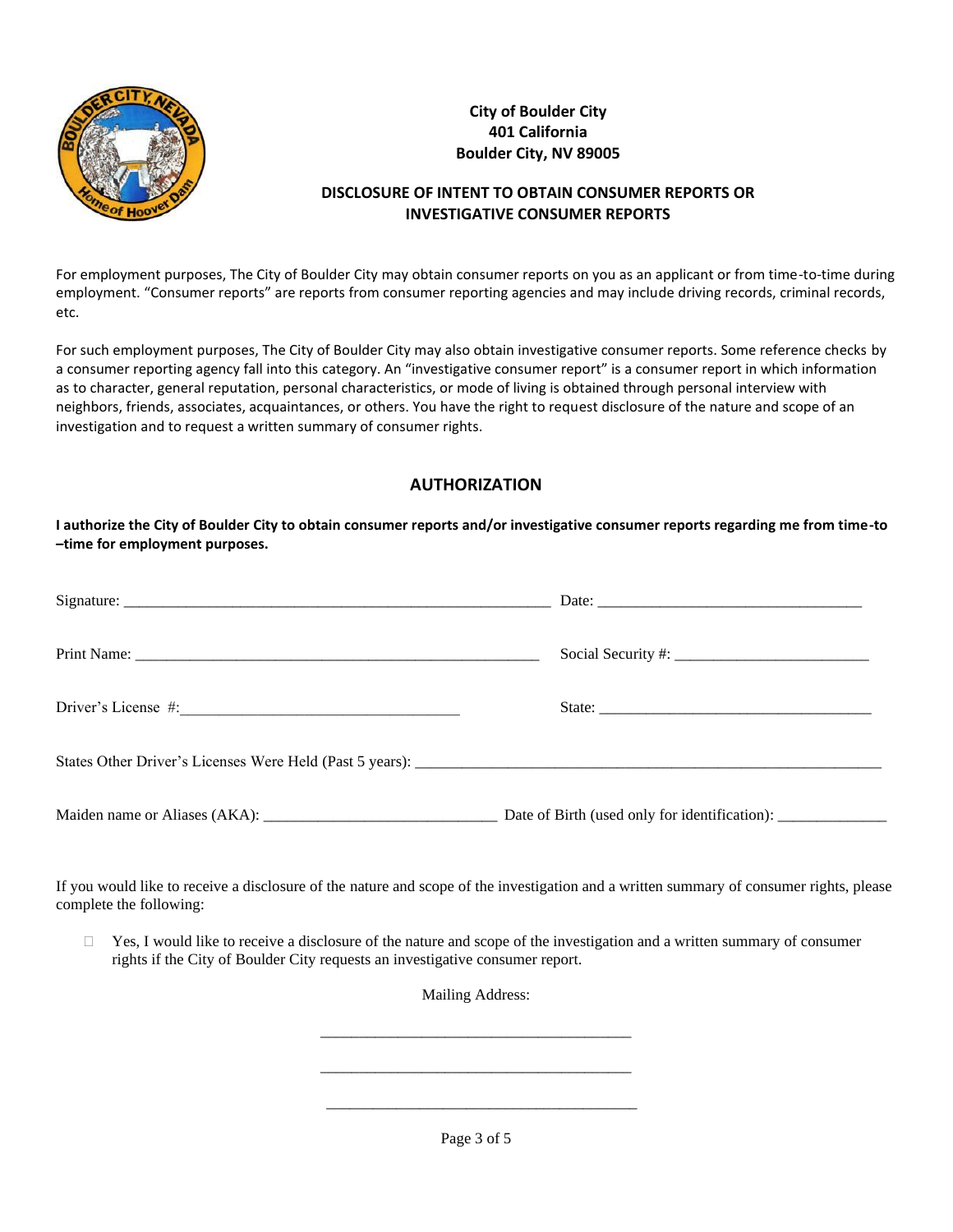**City of Boulder City**
**401 California**
**Boulder City, NV 89005**

**DISCLOSURE OF INTENT TO OBTAIN CONSUMER REPORTS OR INVESTIGATIVE CONSUMER REPORTS**

For employment purposes, The City of Boulder City may obtain consumer reports on you as an applicant or from time-to-time during employment. "Consumer reports" are reports from consumer reporting agencies and may include driving records, criminal records, etc.

For such employment purposes, The City of Boulder City may also obtain investigative consumer reports. Some reference checks by a consumer reporting agency fall into this category. An "investigative consumer report" is a consumer report in which information as to character, general reputation, personal characteristics, or mode of living is obtained through personal interview with neighbors, friends, associates, acquaintances, or others. You have the right to request disclosure of the nature and scope of an investigation and to request a written summary of consumer rights.

## AUTHORIZATION

**I authorize the City of Boulder City to obtain consumer reports and/or investigative consumer reports regarding me from time-to –time for employment purposes.**

Signature: ______________________________________ Date: ______________________________

Print Name: ______________________________________ Social Security #: ______________________

Driver's License #: ______________________________ State: _______________________________

States Other Driver's Licenses Were Held (Past 5 years): ________________________________________

Maiden name or Aliases (AKA): __________________________ Date of Birth (used only for identification): ____________

If you would like to receive a disclosure of the nature and scope of the investigation and a written summary of consumer rights, please complete the following:

☐ Yes, I would like to receive a disclosure of the nature and scope of the investigation and a written summary of consumer rights if the City of Boulder City requests an investigative consumer report.

Mailing Address:

___________________________________

___________________________________

___________________________________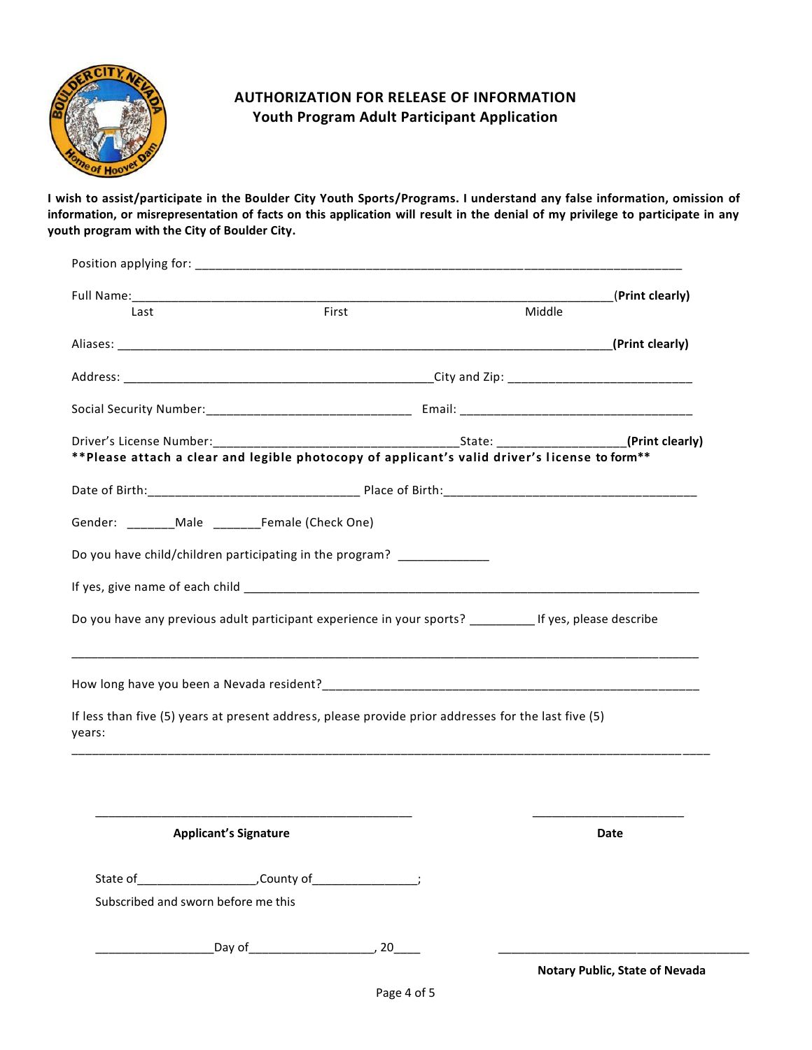# AUTHORIZATION FOR RELEASE OF INFORMATION
## Youth Program Adult Participant Application

**I wish to assist/participate in the Boulder City Youth Sports/Programs. I understand any false information, omission of information, or misrepresentation of facts on this application will result in the denial of my privilege to participate in any youth program with the City of Boulder City.**

Position applying for: ___________________________________________________________________________

Full Name:___________________________________________________________________________(**Print clearly**)
Last First Middle

Aliases: ___________________________________________________________________________**(Print clearly)**

Address: ________________________________________________City and Zip: ____________________________

Social Security Number:________________________________ Email: ____________________________________

Driver's License Number:______________________________________State: ___________________**(Print clearly)**

****Please attach a clear and legible photocopy of applicant's valid driver's license to form****

Date of Birth:________________________________ Place of Birth:______________________________________

Gender: _______Male _______Female (Check One)

Do you have child/children participating in the program? _____________

If yes, give name of each child ______________________________________________________________________

Do you have any previous adult participant experience in your sports? _________ If yes, please describe

_____________________________________________________________________________________________

How long have you been a Nevada resident?___________________________________________________________

If less than five (5) years at present address, please provide prior addresses for the last five (5) years:

_____________________________________________________________________________________________

_________________________________________________ ________________________

**Applicant's Signature** **Date**

State of__________________,County of________________;

Subscribed and sworn before me this

__________________Day of___________________, 20____ ________________________________________

**Notary Public, State of Nevada**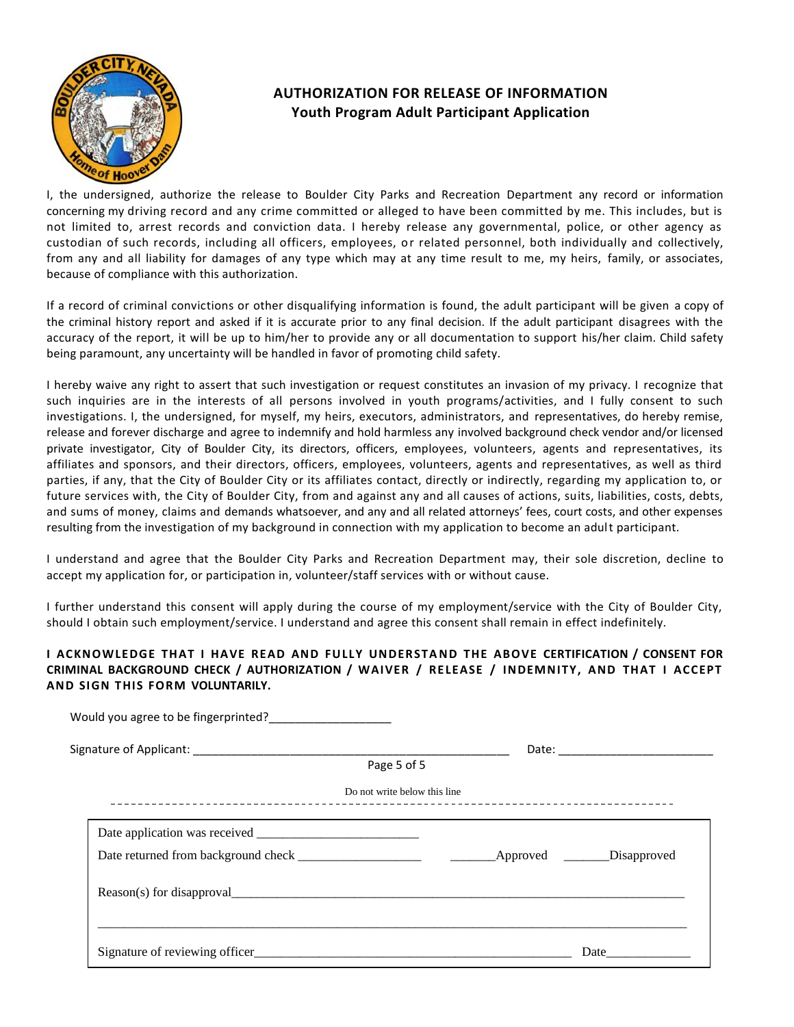# AUTHORIZATION FOR RELEASE OF INFORMATION
## Youth Program Adult Participant Application

I, the undersigned, authorize the release to Boulder City Parks and Recreation Department any record or information concerning my driving record and any crime committed or alleged to have been committed by me. This includes, but is not limited to, arrest records and conviction data. I hereby release any governmental, police, or other agency as custodian of such records, including all officers, employees, or related personnel, both individually and collectively, from any and all liability for damages of any type which may at any time result to me, my heirs, family, or associates, because of compliance with this authorization.

If a record of criminal convictions or other disqualifying information is found, the adult participant will be given a copy of the criminal history report and asked if it is accurate prior to any final decision. If the adult participant disagrees with the accuracy of the report, it will be up to him/her to provide any or all documentation to support his/her claim. Child safety being paramount, any uncertainty will be handled in favor of promoting child safety.

I hereby waive any right to assert that such investigation or request constitutes an invasion of my privacy. I recognize that such inquiries are in the interests of all persons involved in youth programs/activities, and I fully consent to such investigations. I, the undersigned, for myself, my heirs, executors, administrators, and representatives, do hereby remise, release and forever discharge and agree to indemnify and hold harmless any involved background check vendor and/or licensed private investigator, City of Boulder City, its directors, officers, employees, volunteers, agents and representatives, its affiliates and sponsors, and their directors, officers, employees, volunteers, agents and representatives, as well as third parties, if any, that the City of Boulder City or its affiliates contact, directly or indirectly, regarding my application to, or future services with, the City of Boulder City, from and against any and all causes of actions, suits, liabilities, costs, debts, and sums of money, claims and demands whatsoever, and any and all related attorneys' fees, court costs, and other expenses resulting from the investigation of my background in connection with my application to become an adult participant.

I understand and agree that the Boulder City Parks and Recreation Department may, their sole discretion, decline to accept my application for, or participation in, volunteer/staff services with or without cause.

I further understand this consent will apply during the course of my employment/service with the City of Boulder City, should I obtain such employment/service. I understand and agree this consent shall remain in effect indefinitely.

**I ACKNOWLEDGE THAT I HAVE READ AND FULLY UNDERSTAND THE ABOVE CERTIFICATION / CONSENT FOR CRIMINAL BACKGROUND CHECK / AUTHORIZATION / WAIVER / RELEASE / INDEMNITY, AND THAT I ACCEPT AND SIGN THIS FORM VOLUNTARILY.**

Would you agree to be fingerprinted?___________________

Signature of Applicant: _______________________________________________ Date: _______________________

Do not write below this line

Date application was received ________________________

Date returned from background check __________________ _______Approved _______Disapproved

Reason(s) for disapproval______________________________________________________________________

______________________________________________________________________________________________

Signature of reviewing officer_______________________________________________ Date_____________